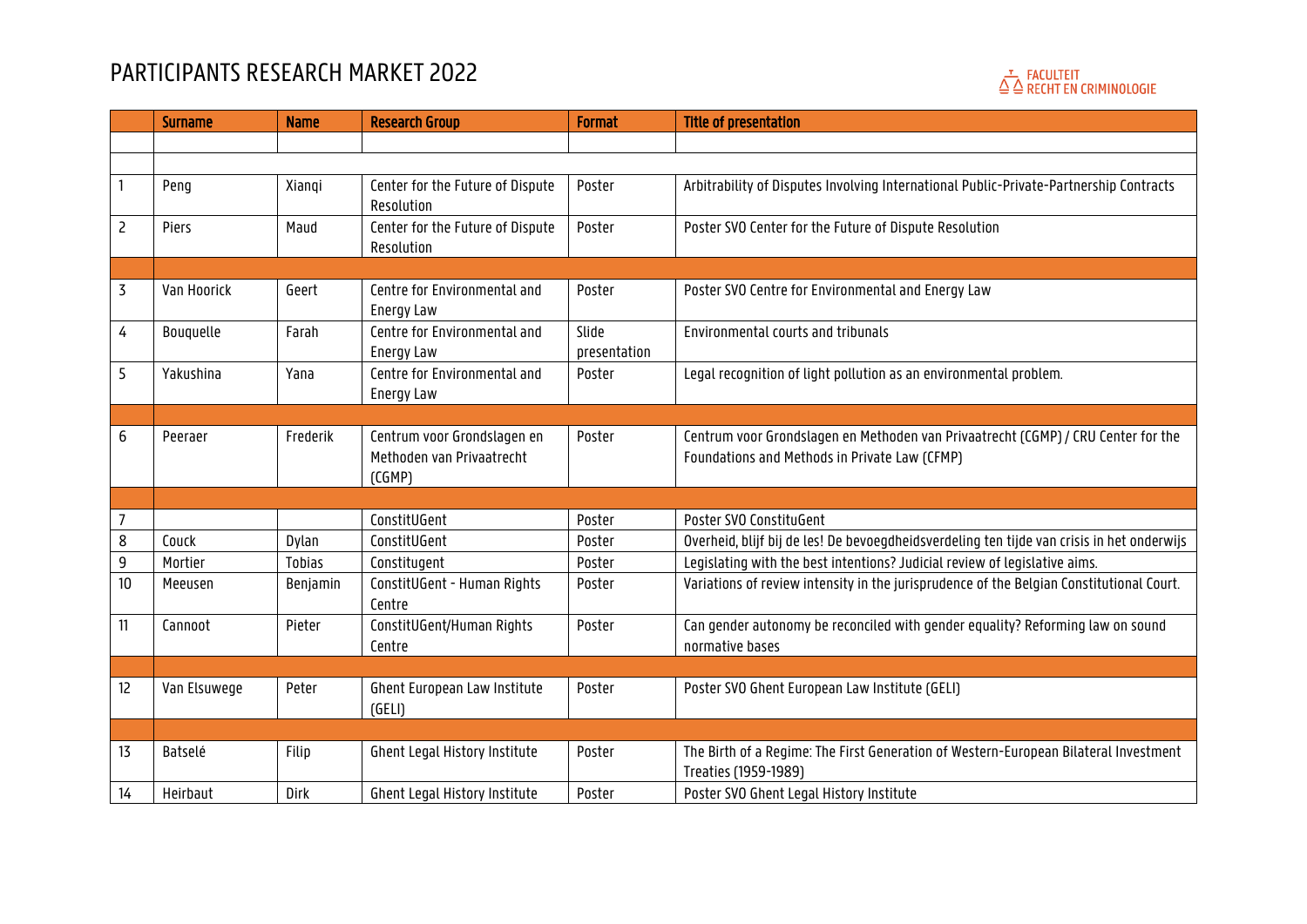# PARTICIPANTS RESEARCH MARKET 2022

FACULTEIT RECHT EN CRIMINOLOGIE

| | Surname | Name | Research Group | Format | Title of presentation |
|---|---|---|---|---|---|
| | | | | | |
| | | | | | |
| 1 | Peng | Xianqi | Center for the Future of Dispute Resolution | Poster | Arbitrability of Disputes Involving International Public-Private-Partnership Contracts |
| 2 | Piers | Maud | Center for the Future of Dispute Resolution | Poster | Poster SVO Center for the Future of Dispute Resolution |
| | | | | | |
| 3 | Van Hoorick | Geert | Centre for Environmental and Energy Law | Poster | Poster SVO Centre for Environmental and Energy Law |
| 4 | Bouquelle | Farah | Centre for Environmental and Energy Law | Slide presentation | Environmental courts and tribunals |
| 5 | Yakushina | Yana | Centre for Environmental and Energy Law | Poster | Legal recognition of light pollution as an environmental problem. |
| | | | | | |
| 6 | Peeraer | Frederik | Centrum voor Grondslagen en Methoden van Privaatrecht (CGMP) | Poster | Centrum voor Grondslagen en Methoden van Privaatrecht (CGMP) / CRU Center for the Foundations and Methods in Private Law (CFMP) |
| | | | | | |
| 7 | | | ConstitUGent | Poster | Poster SVO ConstituGent |
| 8 | Couck | Dylan | ConstitUGent | Poster | Overheid, blijf bij de les! De bevoegdheidsverdeling ten tijde van crisis in het onderwijs |
| 9 | Mortier | Tobias | Constitugent | Poster | Legislating with the best intentions? Judicial review of legislative aims. |
| 10 | Meeusen | Benjamin | ConstitUGent - Human Rights Centre | Poster | Variations of review intensity in the jurisprudence of the Belgian Constitutional Court. |
| 11 | Cannoot | Pieter | ConstitUGent/Human Rights Centre | Poster | Can gender autonomy be reconciled with gender equality? Reforming law on sound normative bases |
| | | | | | |
| 12 | Van Elsuwege | Peter | Ghent European Law Institute (GELI) | Poster | Poster SVO Ghent European Law Institute (GELI) |
| | | | | | |
| 13 | Batselé | Filip | Ghent Legal History Institute | Poster | The Birth of a Regime: The First Generation of Western-European Bilateral Investment Treaties (1959-1989) |
| 14 | Heirbaut | Dirk | Ghent Legal History Institute | Poster | Poster SVO Ghent Legal History Institute |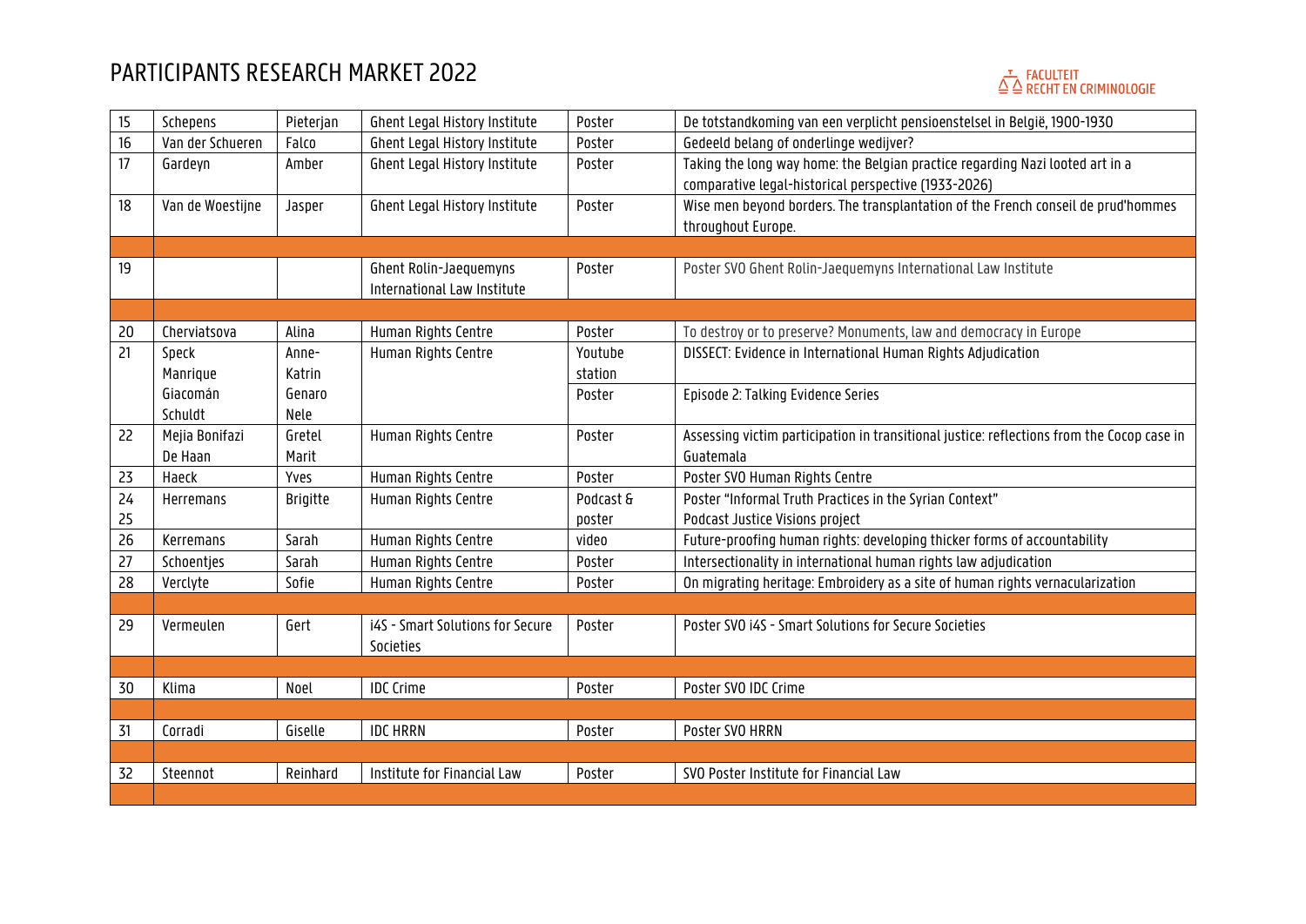# PARTICIPANTS RESEARCH MARKET 2022

| | | | | | |
|---|---|---|---|---|---|
| 15 | Schepens | Pieterjan | Ghent Legal History Institute | Poster | De totstandkoming van een verplicht pensioenstelsel in België, 1900-1930 |
| 16 | Van der Schueren | Falco | Ghent Legal History Institute | Poster | Gedeeld belang of onderlinge wedijver? |
| 17 | Gardeyn | Amber | Ghent Legal History Institute | Poster | Taking the long way home: the Belgian practice regarding Nazi looted art in a comparative legal-historical perspective (1933-2026) |
| 18 | Van de Woestijne | Jasper | Ghent Legal History Institute | Poster | Wise men beyond borders. The transplantation of the French conseil de prud'hommes throughout Europe. |
| | | | | | |
| 19 | | | Ghent Rolin-Jaequemyns International Law Institute | Poster | Poster SVO Ghent Rolin-Jaequemyns International Law Institute |
| | | | | | |
| 20 | Cherviatsova | Alina | Human Rights Centre | Poster | To destroy or to preserve? Monuments, law and democracy in Europe |
| 21 | Speck<br>Manrique<br>Giacomán<br>Schuldt | Anne-Katrin<br>Genaro<br>Nele | Human Rights Centre | Youtube station | DISSECT: Evidence in International Human Rights Adjudication |
| | | | | Poster | Episode 2: Talking Evidence Series |
| 22 | Mejia Bonifazi<br>De Haan | Gretel<br>Marit | Human Rights Centre | Poster | Assessing victim participation in transitional justice: reflections from the Cocop case in Guatemala |
| 23 | Haeck | Yves | Human Rights Centre | Poster | Poster SVO Human Rights Centre |
| 24<br>25 | Herremans | Brigitte | Human Rights Centre | Podcast & poster | Poster "Informal Truth Practices in the Syrian Context"<br>Podcast Justice Visions project |
| 26 | Kerremans | Sarah | Human Rights Centre | video | Future-proofing human rights: developing thicker forms of accountability |
| 27 | Schoentjes | Sarah | Human Rights Centre | Poster | Intersectionality in international human rights law adjudication |
| 28 | Verclyte | Sofie | Human Rights Centre | Poster | On migrating heritage: Embroidery as a site of human rights vernacularization |
| | | | | | |
| 29 | Vermeulen | Gert | i4S - Smart Solutions for Secure Societies | Poster | Poster SVO i4S - Smart Solutions for Secure Societies |
| | | | | | |
| 30 | Klima | Noel | IDC Crime | Poster | Poster SVO IDC Crime |
| | | | | | |
| 31 | Corradi | Giselle | IDC HRRN | Poster | Poster SVO HRRN |
| | | | | | |
| 32 | Steennot | Reinhard | Institute for Financial Law | Poster | SVO Poster Institute for Financial Law |
| | | | | | |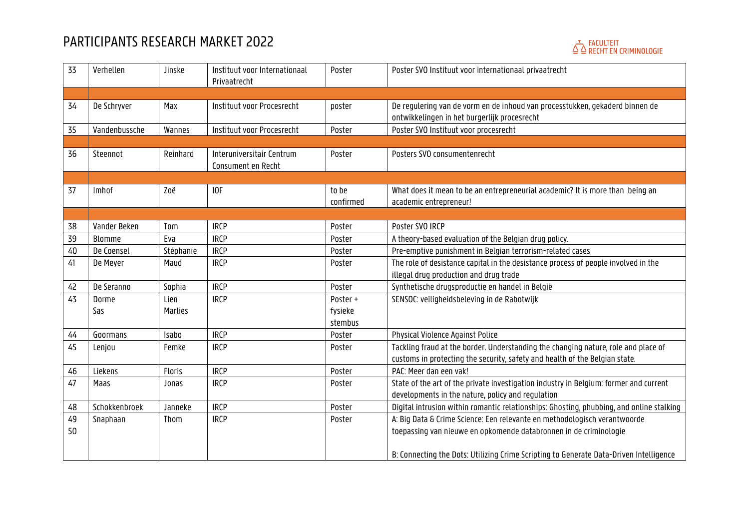# PARTICIPANTS RESEARCH MARKET 2022

| | | | | | |
|---|---|---|---|---|---|
| 33 | Verhellen | Jinske | Instituut voor Internationaal Privaatrecht | Poster | Poster SVO Instituut voor internationaal privaatrecht |
| | | | | | |
| 34 | De Schryver | Max | Instituut voor Procesrecht | poster | De regulering van de vorm en de inhoud van processtukken, gekaderd binnen de ontwikkelingen in het burgerlijk procesrecht |
| 35 | Vandenbussche | Wannes | Instituut voor Procesrecht | Poster | Poster SVO Instituut voor procesrecht |
| | | | | | |
| 36 | Steennot | Reinhard | Interuniversitair Centrum Consument en Recht | Poster | Posters SVO consumentenrecht |
| | | | | | |
| 37 | Imhof | Zoë | IOF | to be confirmed | What does it mean to be an entrepreneurial academic? It is more than being an academic entrepreneur! |
| | | | | | |
| 38 | Vander Beken | Tom | IRCP | Poster | Poster SVO IRCP |
| 39 | Blomme | Eva | IRCP | Poster | A theory-based evaluation of the Belgian drug policy. |
| 40 | De Coensel | Stéphanie | IRCP | Poster | Pre-emptive punishment in Belgian terrorism-related cases |
| 41 | De Meyer | Maud | IRCP | Poster | The role of desistance capital in the desistance process of people involved in the illegal drug production and drug trade |
| 42 | De Seranno | Sophia | IRCP | Poster | Synthetische drugsproductie en handel in België |
| 43 | Dorme<br>Sas | Lien<br>Marlies | IRCP | Poster + fysieke stembus | SENSOC: veiligheidsbeleving in de Rabotwijk |
| 44 | Goormans | Isabo | IRCP | Poster | Physical Violence Against Police |
| 45 | Lenjou | Femke | IRCP | Poster | Tackling fraud at the border. Understanding the changing nature, role and place of customs in protecting the security, safety and health of the Belgian state. |
| 46 | Liekens | Floris | IRCP | Poster | PAC: Meer dan een vak! |
| 47 | Maas | Jonas | IRCP | Poster | State of the art of the private investigation industry in Belgium: former and current developments in the nature, policy and regulation |
| 48 | Schokkenbroek | Janneke | IRCP | Poster | Digital intrusion within romantic relationships: Ghosting, phubbing, and online stalking |
| 49<br>50 | Snaphaan | Thom | IRCP | Poster | A: Big Data & Crime Science: Een relevante en methodologisch verantwoorde toepassing van nieuwe en opkomende databronnen in de criminologie<br><br>B: Connecting the Dots: Utilizing Crime Scripting to Generate Data-Driven Intelligence |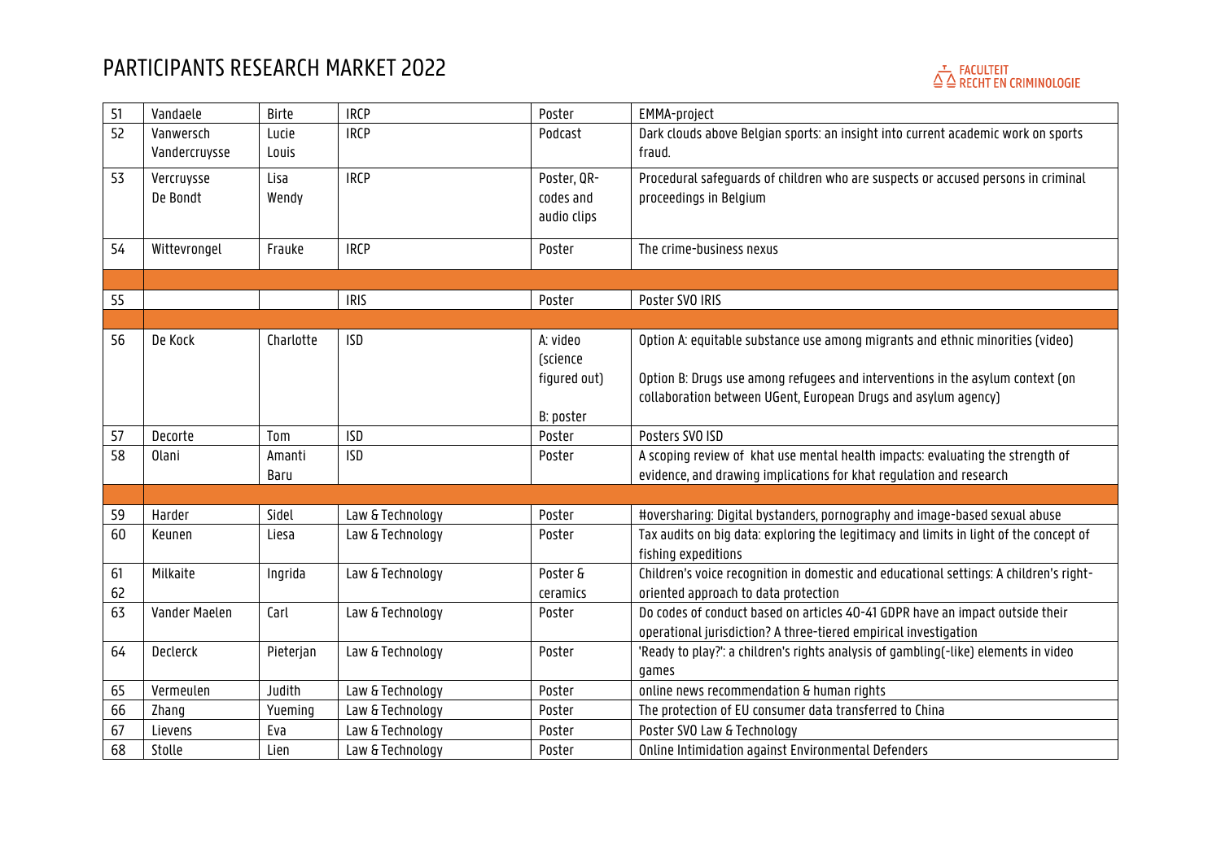# PARTICIPANTS RESEARCH MARKET 2022

FACULTEIT RECHT EN CRIMINOLOGIE

| | | | | | |
|---|---|---|---|---|---|
| 51 | Vandaele | Birte | IRCP | Poster | EMMA-project |
| 52 | Vanwersch<br>Vandercruysse | Lucie<br>Louis | IRCP | Podcast | Dark clouds above Belgian sports: an insight into current academic work on sports fraud. |
| 53 | Vercruysse<br>De Bondt | Lisa<br>Wendy | IRCP | Poster, QR-codes and audio clips | Procedural safeguards of children who are suspects or accused persons in criminal proceedings in Belgium |
| 54 | Wittevrongel | Frauke | IRCP | Poster | The crime-business nexus |
| | | | | | |
| 55 | | | IRIS | Poster | Poster SVO IRIS |
| | | | | | |
| 56 | De Kock | Charlotte | ISD | A: video (science figured out)<br><br>B: poster | Option A: equitable substance use among migrants and ethnic minorities (video)<br><br>Option B: Drugs use among refugees and interventions in the asylum context (on collaboration between UGent, European Drugs and asylum agency) |
| 57 | Decorte | Tom | ISD | Poster | Posters SVO ISD |
| 58 | Olani | Amanti Baru | ISD | Poster | A scoping review of khat use mental health impacts: evaluating the strength of evidence, and drawing implications for khat regulation and research |
| | | | | | |
| 59 | Harder | Sidel | Law & Technology | Poster | #oversharing: Digital bystanders, pornography and image-based sexual abuse |
| 60 | Keunen | Liesa | Law & Technology | Poster | Tax audits on big data: exploring the legitimacy and limits in light of the concept of fishing expeditions |
| 61<br>62 | Milkaite | Ingrida | Law & Technology | Poster & ceramics | Children's voice recognition in domestic and educational settings: A children's right-oriented approach to data protection |
| 63 | Vander Maelen | Carl | Law & Technology | Poster | Do codes of conduct based on articles 40-41 GDPR have an impact outside their operational jurisdiction? A three-tiered empirical investigation |
| 64 | Declerck | Pieterjan | Law & Technology | Poster | 'Ready to play?': a children's rights analysis of gambling(-like) elements in video games |
| 65 | Vermeulen | Judith | Law & Technology | Poster | online news recommendation & human rights |
| 66 | Zhang | Yueming | Law & Technology | Poster | The protection of EU consumer data transferred to China |
| 67 | Lievens | Eva | Law & Technology | Poster | Poster SVO Law & Technology |
| 68 | Stolle | Lien | Law & Technology | Poster | Online Intimidation against Environmental Defenders |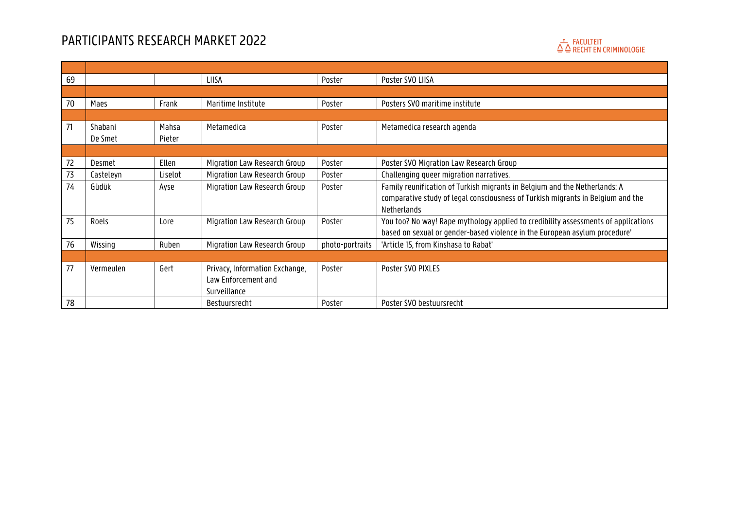# PARTICIPANTS RESEARCH MARKET 2022

FACULTEIT RECHT EN CRIMINOLOGIE

| | | | | | |
|---|---|---|---|---|---|
| | | | | | |
| 69 | | | LIISA | Poster | Poster SVO LIISA |
| | | | | | |
| 70 | Maes | Frank | Maritime Institute | Poster | Posters SVO maritime institute |
| | | | | | |
| 71 | Shabani<br>De Smet | Mahsa<br>Pieter | Metamedica | Poster | Metamedica research agenda |
| | | | | | |
| 72 | Desmet | Ellen | Migration Law Research Group | Poster | Poster SVO Migration Law Research Group |
| 73 | Casteleyn | Liselot | Migration Law Research Group | Poster | Challenging queer migration narratives. |
| 74 | Güdük | Ayse | Migration Law Research Group | Poster | Family reunification of Turkish migrants in Belgium and the Netherlands: A comparative study of legal consciousness of Turkish migrants in Belgium and the Netherlands |
| 75 | Roels | Lore | Migration Law Research Group | Poster | You too? No way! Rape mythology applied to credibility assessments of applications based on sexual or gender-based violence in the European asylum procedure' |
| 76 | Wissing | Ruben | Migration Law Research Group | photo-portraits | 'Article 15, from Kinshasa to Rabat' |
| | | | | | |
| 77 | Vermeulen | Gert | Privacy, Information Exchange, Law Enforcement and Surveillance | Poster | Poster SVO PIXLES |
| 78 | | | Bestuursrecht | Poster | Poster SVO bestuursrecht |